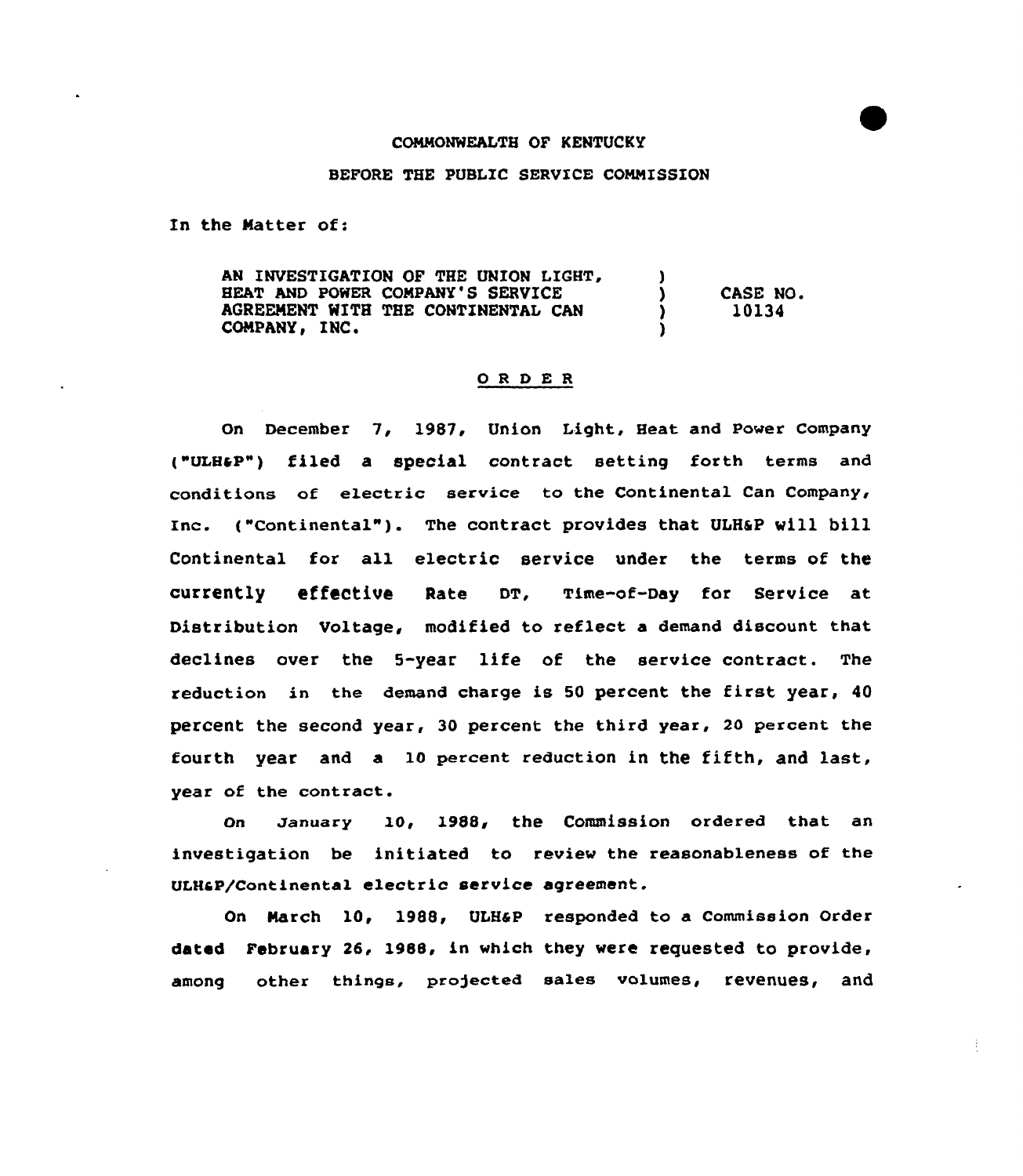COMMONWEALTH OF KENTUCKY

BEFORE THE PUBLIC SERVICE COMMISSION

In the Matter of:

| | | |
|---|---|---|
| AN INVESTIGATION OF THE UNION LIGHT, HEAT AND POWER COMPANY'S SERVICE AGREEMENT WITH THE CONTINENTAL CAN COMPANY, INC. | ) ) ) ) | CASE NO. 10134 |

## ORDER

On December 7, 1987, Union Light, Heat and Power Company ("ULH&P") filed a special contract setting forth terms and conditions of electric service to the Continental Can Company, Inc. ("Continental"). The contract provides that ULH&P will bill Continental for all electric service under the terms of the currently effective Rate DT, Time-of-Day for Service at Distribution Voltage, modified to reflect a demand discount that declines over the 5-year life of the service contract. The reduction in the demand charge is 50 percent the first year, 40 percent the second year, 30 percent the third year, 20 percent the fourth year and a 10 percent reduction in the fifth, and last, year of the contract.

On January 10, 1988, the Commission ordered that an investigation be initiated to review the reasonableness of the ULH&P/Continental electric service agreement.

On March 10, 1988, ULH&P responded to a Commission Order dated February 26, 1988, in which they were requested to provide, among other things, projected sales volumes, revenues, and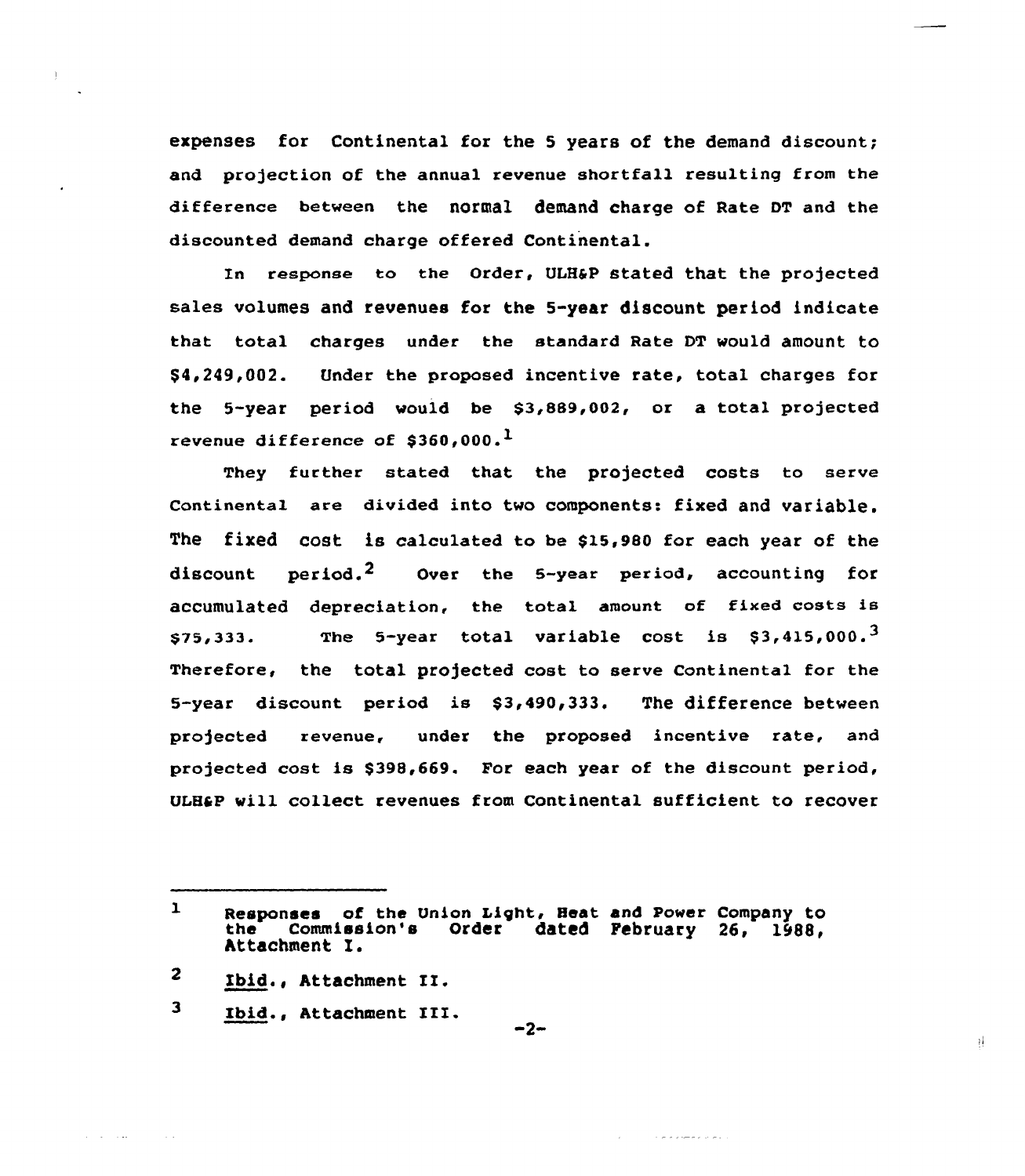expenses for Continental for the 5 years of the demand discount; and projection of the annual revenue shortfall resulting from the difference between the normal demand charge of Rate DT and the discounted demand charge offered Continental.

In response to the Order, ULH&P stated that the projected sales volumes and revenues for the 5-year discount period indicate that total charges under the standard Rate DT would amount to $4,249,002. Under the proposed incentive rate, total charges for the 5-year period would be $3,889,002, or a total projected revenue difference of $360,000.[1]

They further stated that the projected costs to serve Continental are divided into two components: fixed and variable. The fixed cost is calculated to be $15,980 for each year of the discount period.[2] Over the 5-year period, accounting for accumulated depreciation, the total amount of fixed costs is $75,333. The 5-year total variable cost is $3,415,000.[3] Therefore, the total projected cost to serve Continental for the 5-year discount period is $3,490,333. The difference between projected revenue, under the proposed incentive rate, and projected cost is $398,669. For each year of the discount period, ULH&P will collect revenues from Continental sufficient to recover

---

[1] Responses of the Union Light, Heat and Power Company to the Commission's Order dated February 26, 1988, Attachment I.

[2] *Ibid.*, Attachment II.

[3] *Ibid.*, Attachment III.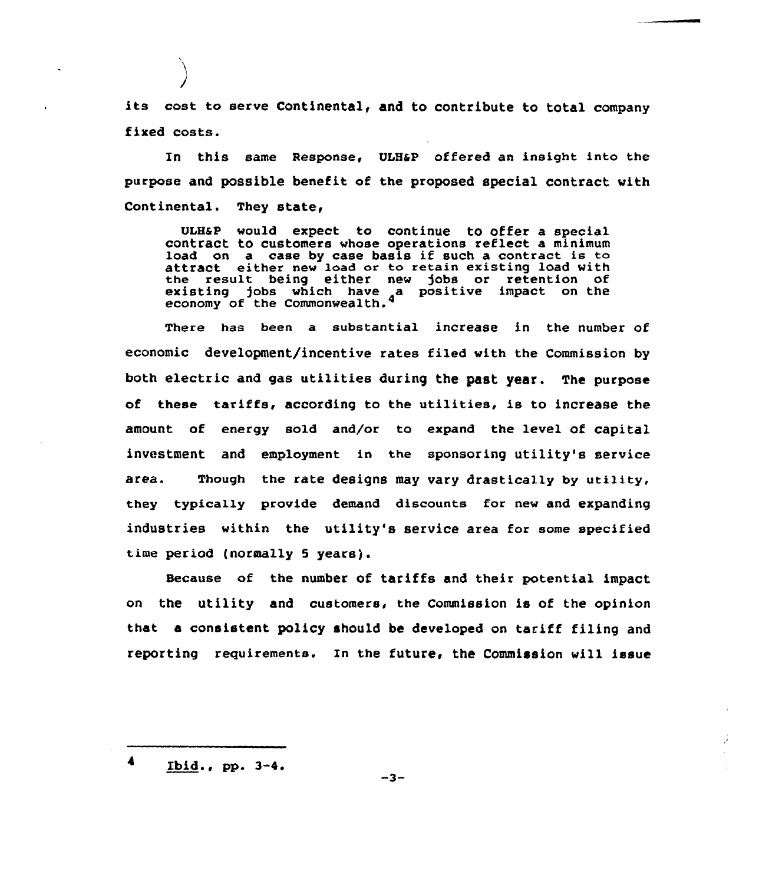its cost to serve Continental, and to contribute to total company fixed costs.

In this same Response, ULH&P offered an insight into the purpose and possible benefit of the proposed special contract with Continental. They state,

> ULH&P would expect to continue to offer a special contract to customers whose operations reflect a minimum load on a case by case basis if such a contract is to attract either new load or to retain existing load with the result being either new jobs or retention of existing jobs which have a positive impact on the economy of the Commonwealth.[4]

There has been a substantial increase in the number of economic development/incentive rates filed with the Commission by both electric and gas utilities during the past year. The purpose of these tariffs, according to the utilities, is to increase the amount of energy sold and/or to expand the level of capital investment and employment in the sponsoring utility's service area. Though the rate designs may vary drastically by utility, they typically provide demand discounts for new and expanding industries within the utility's service area for some specified time period (normally 5 years).

Because of the number of tariffs and their potential impact on the utility and customers, the Commission is of the opinion that a consistent policy should be developed on tariff filing and reporting requirements. In the future, the Commission will issue

---

[4] Ibid., pp. 3-4.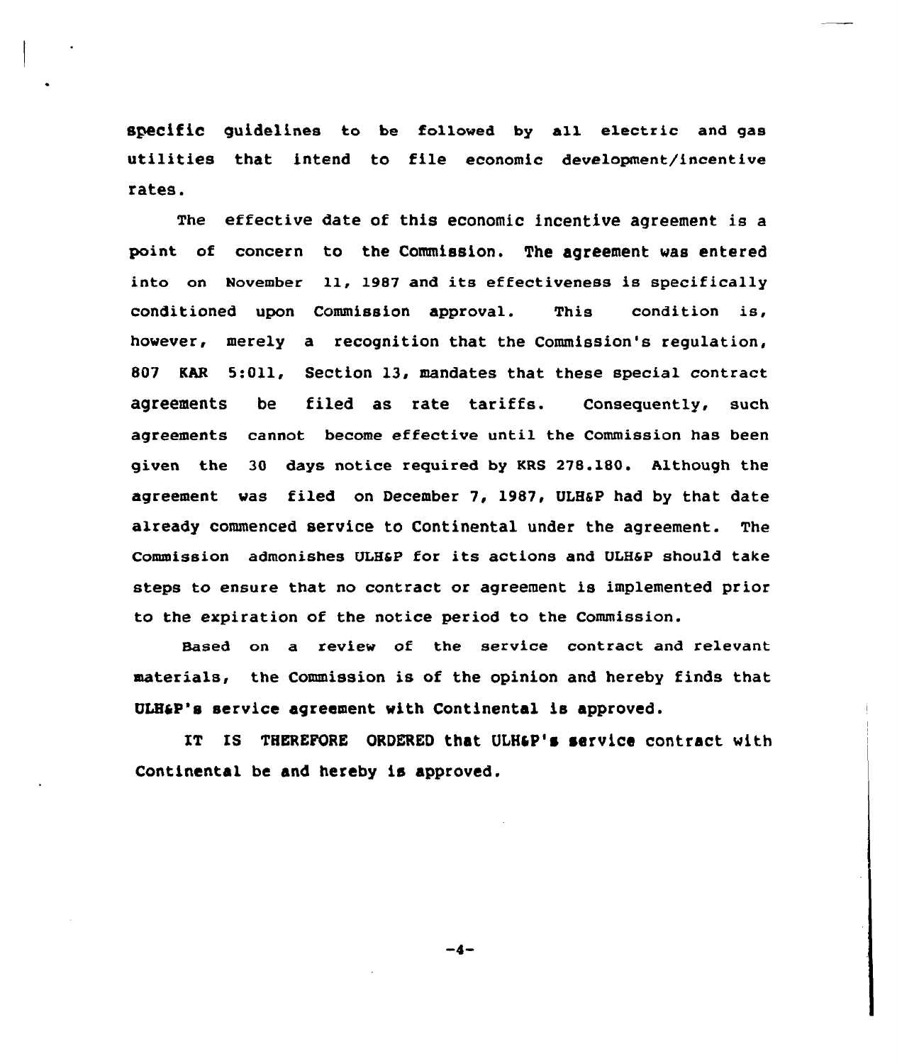specific guidelines to be followed by all electric and gas utilities that intend to file economic development/incentive rates.

The effective date of this economic incentive agreement is a point of concern to the Commission. The agreement was entered into on November 11, 1987 and its effectiveness is specifically conditioned upon Commission approval. This condition is, however, merely a recognition that the Commission's regulation, 807 KAR 5:011, Section 13, mandates that these special contract agreements be filed as rate tariffs. Consequently, such agreements cannot become effective until the Commission has been given the 30 days notice required by KRS 278.180. Although the agreement was filed on December 7, 1987, ULH&P had by that date already commenced service to Continental under the agreement. The Commission admonishes ULH&P for its actions and ULH&P should take steps to ensure that no contract or agreement is implemented prior to the expiration of the notice period to the Commission.

Based on a review of the service contract and relevant materials, the Commission is of the opinion and hereby finds that ULH&P's service agreement with Continental is approved.

IT IS THEREFORE ORDERED that ULH&P's service contract with Continental be and hereby is approved.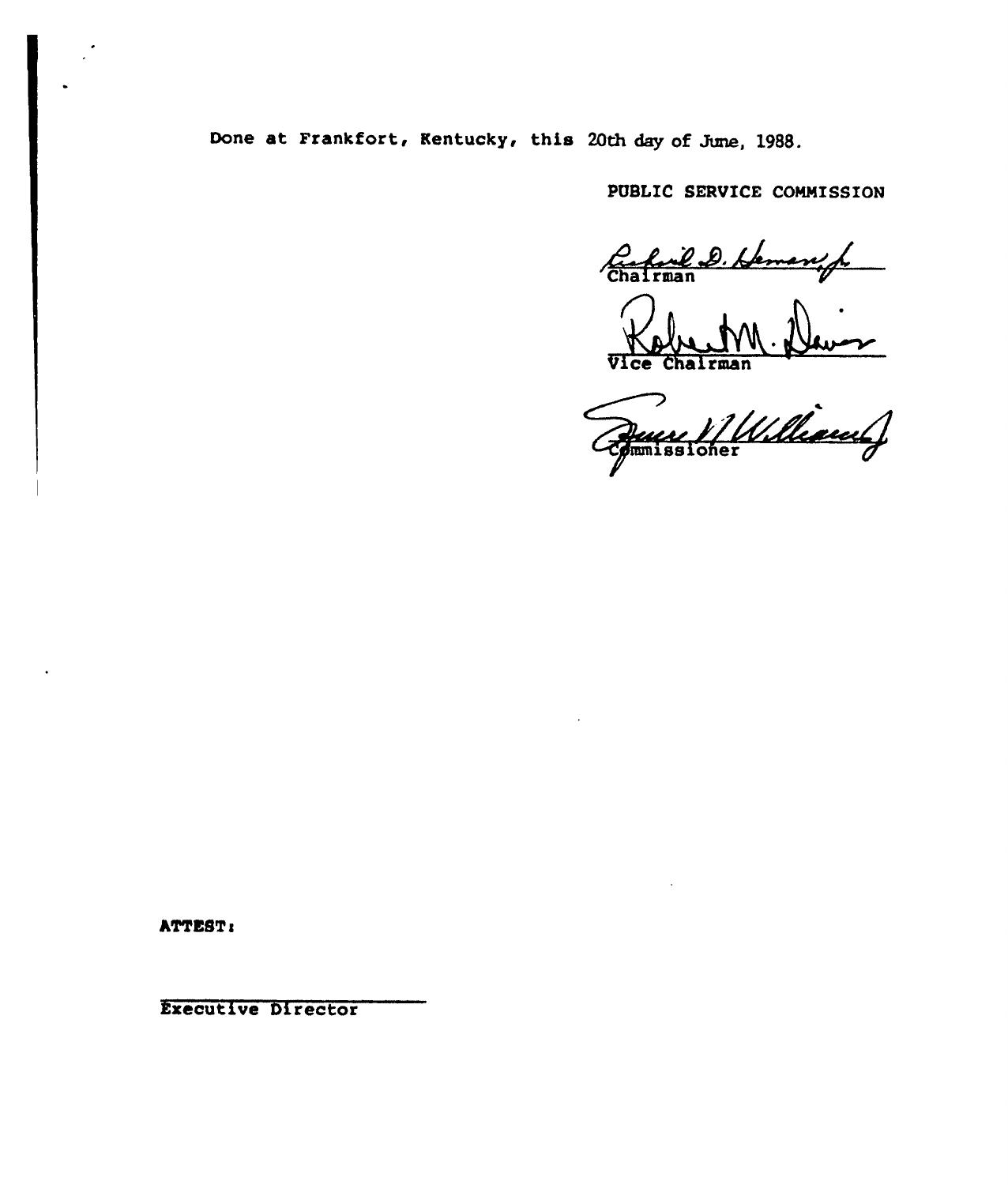Done at Frankfort, Kentucky, this 20th day of June, 1988.

PUBLIC SERVICE COMMISSION

Chairman

Vice Chairman

Commissioner

ATTEST:

Executive Director